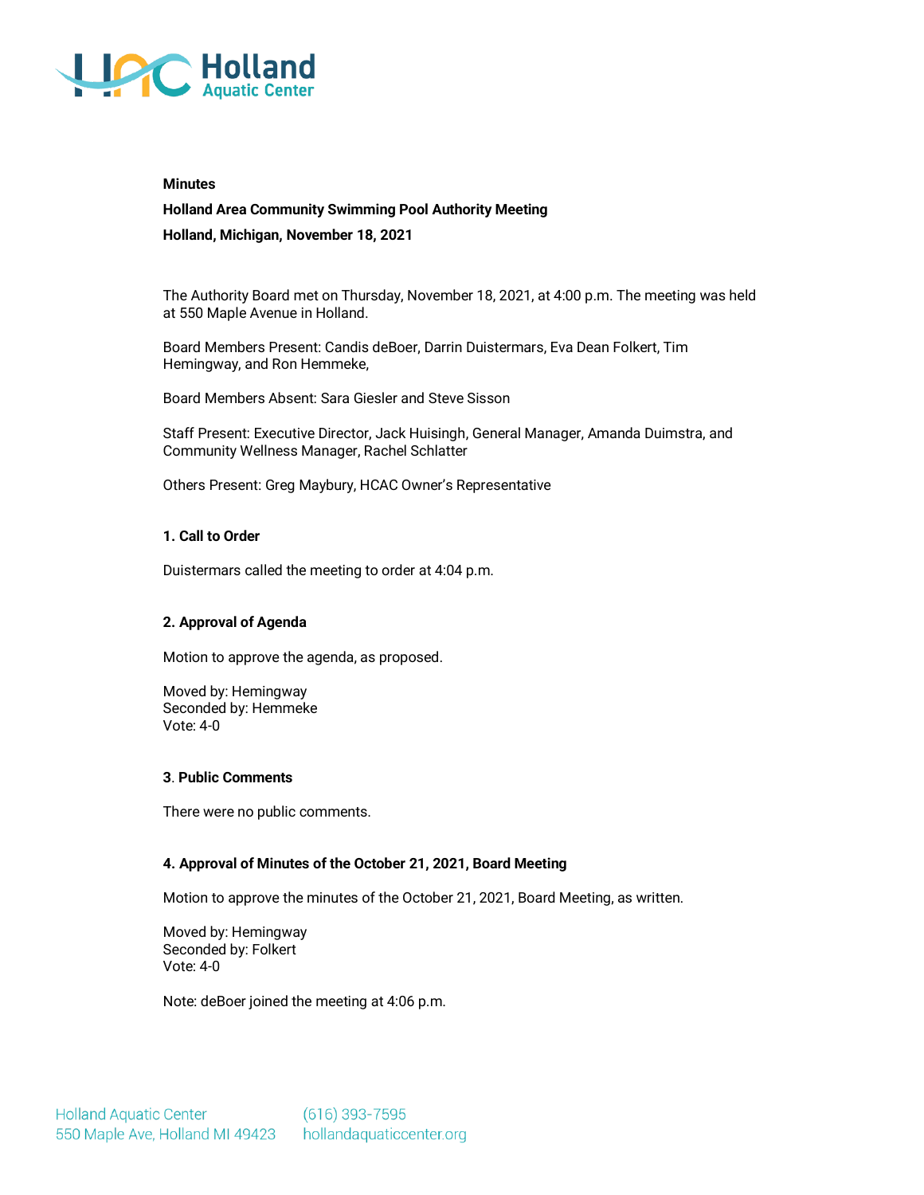**Minutes**

**Holland Area Community Swimming Pool Authority Meeting**

**Holland, Michigan, November 18, 2021**

The Authority Board met on Thursday, November 18, 2021, at 4:00 p.m. The meeting was held at 550 Maple Avenue in Holland.

Board Members Present: Candis deBoer, Darrin Duistermars, Eva Dean Folkert, Tim Hemingway, and Ron Hemmeke,

Board Members Absent: Sara Giesler and Steve Sisson

Staff Present: Executive Director, Jack Huisingh, General Manager, Amanda Duimstra, and Community Wellness Manager, Rachel Schlatter

Others Present: Greg Maybury, HCAC Owner's Representative

### 1. Call to Order

Duistermars called the meeting to order at 4:04 p.m.

### 2. Approval of Agenda

Motion to approve the agenda, as proposed.

Moved by: Hemingway
Seconded by: Hemmeke
Vote: 4-0

### 3. Public Comments

There were no public comments.

### 4. Approval of Minutes of the October 21, 2021, Board Meeting

Motion to approve the minutes of the October 21, 2021, Board Meeting, as written.

Moved by: Hemingway
Seconded by: Folkert
Vote: 4-0

Note: deBoer joined the meeting at 4:06 p.m.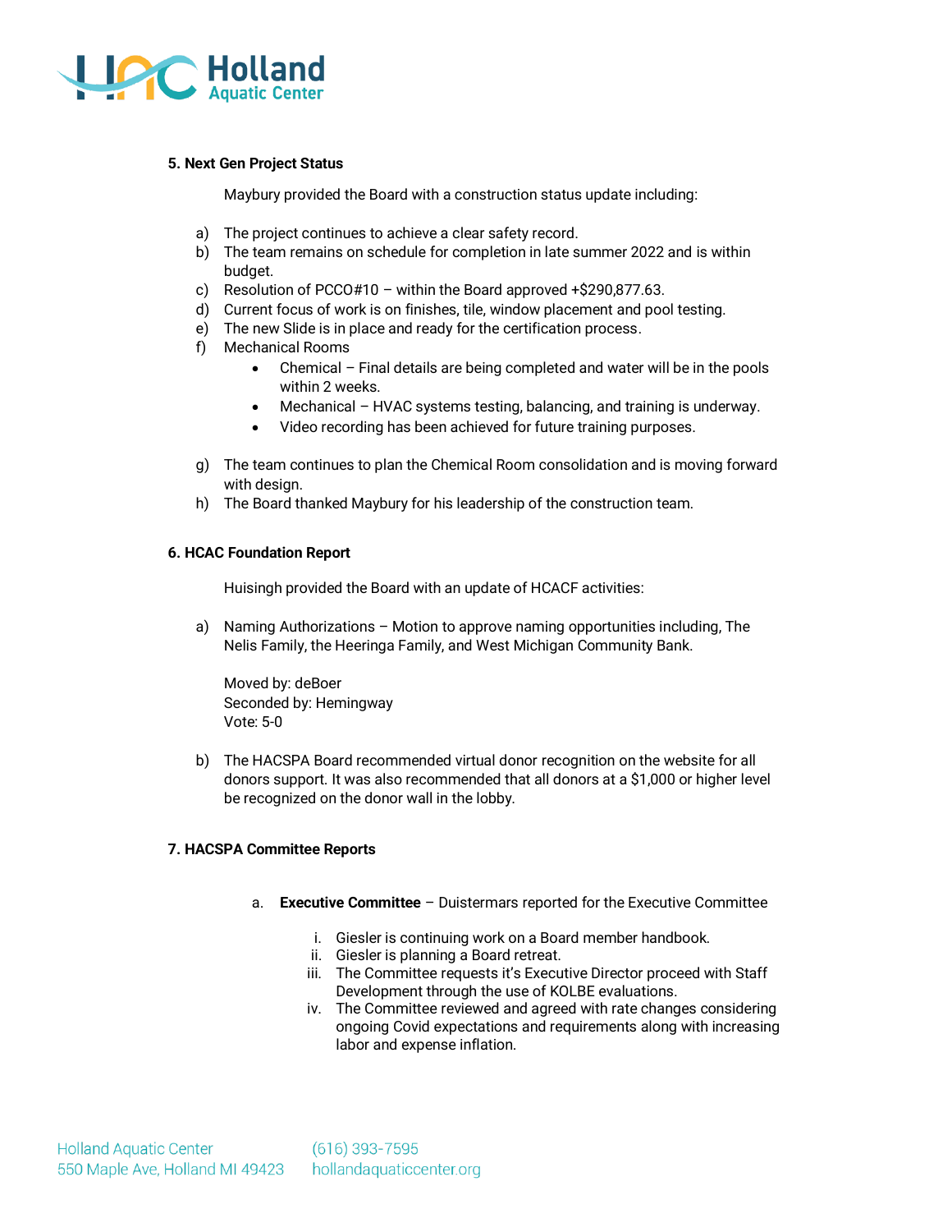**5. Next Gen Project Status**

Maybury provided the Board with a construction status update including:

a) The project continues to achieve a clear safety record.
b) The team remains on schedule for completion in late summer 2022 and is within budget.
c) Resolution of PCCO#10 – within the Board approved +$290,877.63.
d) Current focus of work is on finishes, tile, window placement and pool testing.
e) The new Slide is in place and ready for the certification process.
f) Mechanical Rooms
    - Chemical – Final details are being completed and water will be in the pools within 2 weeks.
    - Mechanical – HVAC systems testing, balancing, and training is underway.
    - Video recording has been achieved for future training purposes.
g) The team continues to plan the Chemical Room consolidation and is moving forward with design.
h) The Board thanked Maybury for his leadership of the construction team.

**6. HCAC Foundation Report**

Huisingh provided the Board with an update of HCACF activities:

a) Naming Authorizations – Motion to approve naming opportunities including, The Nelis Family, the Heeringa Family, and West Michigan Community Bank.

   Moved by: deBoer
   Seconded by: Hemingway
   Vote: 5-0

b) The HACSPA Board recommended virtual donor recognition on the website for all donors support. It was also recommended that all donors at a $1,000 or higher level be recognized on the donor wall in the lobby.

**7. HACSPA Committee Reports**

a. **Executive Committee** – Duistermars reported for the Executive Committee

   i. Giesler is continuing work on a Board member handbook.
   ii. Giesler is planning a Board retreat.
   iii. The Committee requests it's Executive Director proceed with Staff Development through the use of KOLBE evaluations.
   iv. The Committee reviewed and agreed with rate changes considering ongoing Covid expectations and requirements along with increasing labor and expense inflation.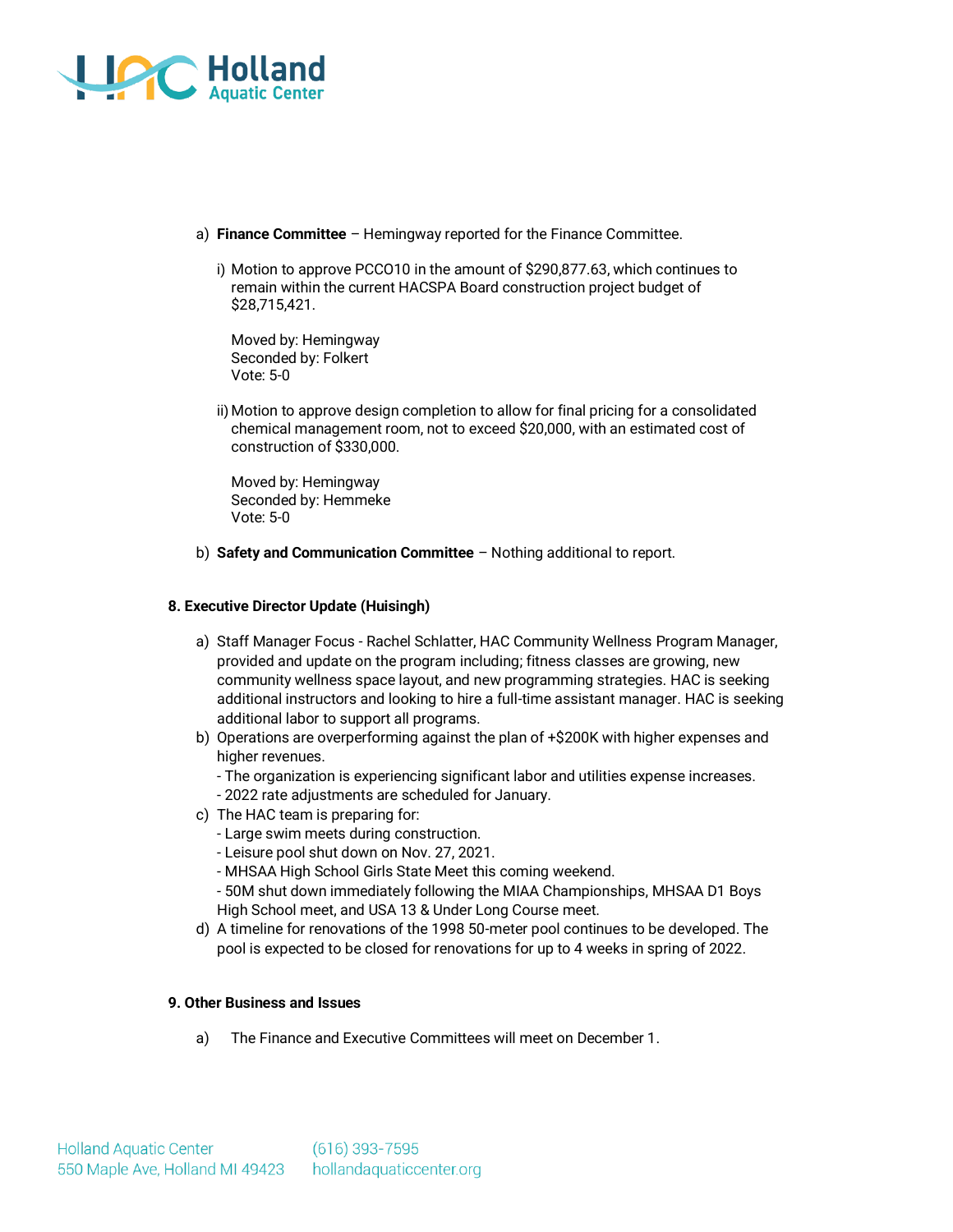a) **Finance Committee** – Hemingway reported for the Finance Committee.

i) Motion to approve PCCO10 in the amount of $290,877.63, which continues to remain within the current HACSPA Board construction project budget of $28,715,421.

Moved by: Hemingway
Seconded by: Folkert
Vote: 5-0

ii) Motion to approve design completion to allow for final pricing for a consolidated chemical management room, not to exceed $20,000, with an estimated cost of construction of $330,000.

Moved by: Hemingway
Seconded by: Hemmeke
Vote: 5-0

b) **Safety and Communication Committee** – Nothing additional to report.

**8. Executive Director Update (Huisingh)**

a) Staff Manager Focus - Rachel Schlatter, HAC Community Wellness Program Manager, provided and update on the program including; fitness classes are growing, new community wellness space layout, and new programming strategies. HAC is seeking additional instructors and looking to hire a full-time assistant manager. HAC is seeking additional labor to support all programs.

b) Operations are overperforming against the plan of +$200K with higher expenses and higher revenues.
- The organization is experiencing significant labor and utilities expense increases.
- 2022 rate adjustments are scheduled for January.

c) The HAC team is preparing for:
- Large swim meets during construction.
- Leisure pool shut down on Nov. 27, 2021.
- MHSAA High School Girls State Meet this coming weekend.
- 50M shut down immediately following the MIAA Championships, MHSAA D1 Boys High School meet, and USA 13 & Under Long Course meet.

d) A timeline for renovations of the 1998 50-meter pool continues to be developed. The pool is expected to be closed for renovations for up to 4 weeks in spring of 2022.

**9. Other Business and Issues**

a) The Finance and Executive Committees will meet on December 1.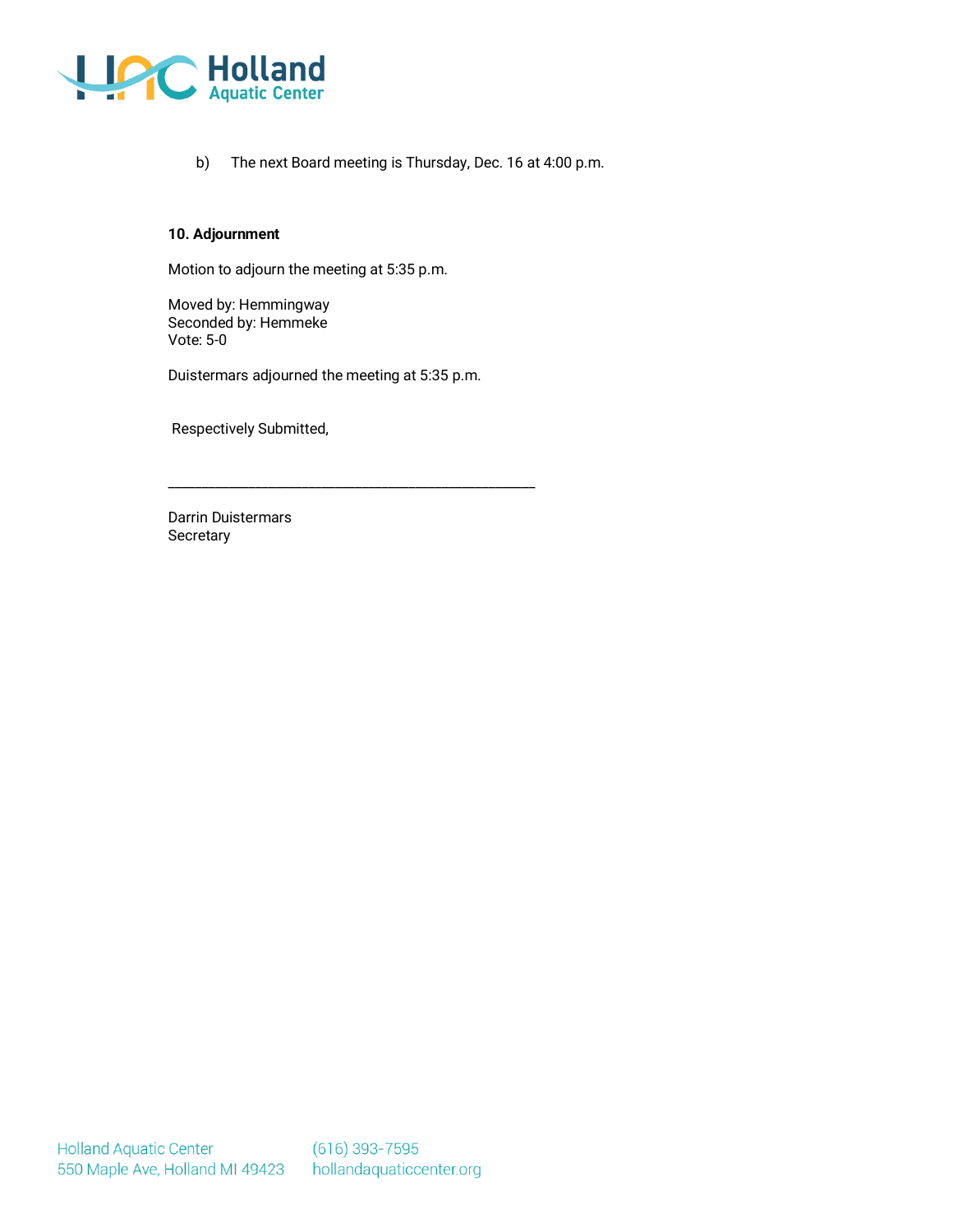b) The next Board meeting is Thursday, Dec. 16 at 4:00 p.m.

**10. Adjournment**

Motion to adjourn the meeting at 5:35 p.m.

Moved by: Hemmingway
Seconded by: Hemmeke
Vote: 5-0

Duistermars adjourned the meeting at 5:35 p.m.

Respectively Submitted,

\_\_\_\_\_\_\_\_\_\_\_\_\_\_\_\_\_\_\_\_\_\_\_\_\_\_\_\_\_\_\_\_\_\_\_\_\_\_\_\_\_\_\_\_\_\_

Darrin Duistermars
Secretary